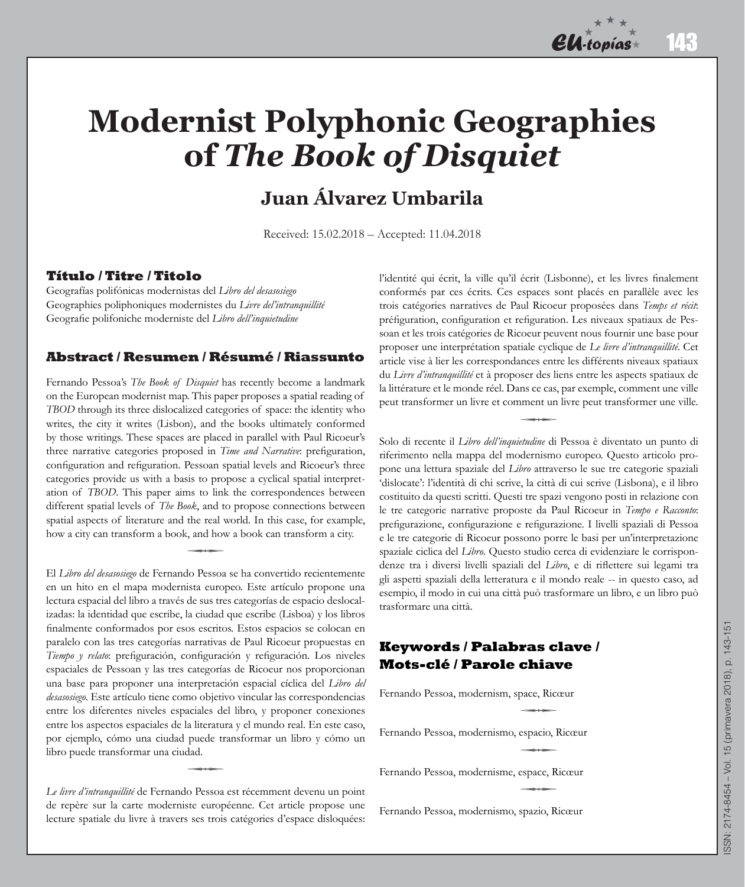# Modernist Polyphonic Geographies of *The Book of Disquiet*

## Juan Álvarez Umbarila

Received: 15.02.2018 – Accepted: 11.04.2018

### Título / Titre / Titolo

Geografías polifónicas modernistas del *Libro del desasosiego*
Geographies poliphoniques modernistes du *Livre del'intranquillité*
Geografie polifoniche moderniste del *Libro dell'inquietudine*

### Abstract / Resumen / Résumé / Riassunto

Fernando Pessoa's *The Book of Disquiet* has recently become a landmark on the European modernist map. This paper proposes a spatial reading of *TBOD* through its three dislocalized categories of space: the identity who writes, the city it writes (Lisbon), and the books ultimately conformed by those writings. These spaces are placed in parallel with Paul Ricoeur's three narrative categories proposed in *Time and Narrative*: prefiguration, configuration and refiguration. Pessoan spatial levels and Ricoeur's three categories provide us with a basis to propose a cyclical spatial interpretation of *TBOD*. This paper aims to link the correspondences between different spatial levels of *The Book*, and to propose connections between spatial aspects of literature and the real world. In this case, for example, how a city can transform a book, and how a book can transform a city.

El *Libro del desasosiego* de Fernando Pessoa se ha convertido recientemente en un hito en el mapa modernista europeo. Este artículo propone una lectura espacial del libro a través de sus tres categorías de espacio deslocalizadas: la identidad que escribe, la ciudad que escribe (Lisboa) y los libros finalmente conformados por esos escritos. Estos espacios se colocan en paralelo con las tres categorías narrativas de Paul Ricoeur propuestas en *Tiempo y relato*: prefiguración, configuración y refiguración. Los niveles espaciales de Pessoan y las tres categorías de Ricoeur nos proporcionan una base para proponer una interpretación espacial cíclica del *Libro del desasosiego*. Este artículo tiene como objetivo vincular las correspondencias entre los diferentes niveles espaciales del libro, y proponer conexiones entre los aspectos espaciales de la literatura y el mundo real. En este caso, por ejemplo, cómo una ciudad puede transformar un libro y cómo un libro puede transformar una ciudad.

*Le livre d'intranquillité* de Fernando Pessoa est récemment devenu un point de repère sur la carte moderniste européenne. Cet article propose une lecture spatiale du livre à travers ses trois catégories d'espace disloquées: l'identité qui écrit, la ville qu'il écrit (Lisbonne), et les livres finalement conformés par ces écrits. Ces espaces sont placés en parallèle avec les trois catégories narratives de Paul Ricoeur proposées dans *Temps et récit*: préfiguration, configuration et refiguration. Les niveaux spatiaux de Pessoan et les trois catégories de Ricoeur peuvent nous fournir une base pour proposer une interprétation spatiale cyclique de *Le livre d'intranquillité*. Cet article vise à lier les correspondances entre les différents niveaux spatiaux du *Livre d'intranquillité* et à proposer des liens entre les aspects spatiaux de la littérature et le monde réel. Dans ce cas, par exemple, comment une ville peut transformer un livre et comment un livre peut transformer une ville.

Solo di recente il *Libro dell'inquietudine* di Pessoa è diventato un punto di riferimento nella mappa del modernismo europeo. Questo articolo propone una lettura spaziale del *Libro* attraverso le sue tre categorie spaziali 'dislocate': l'identità di chi scrive, la città di cui scrive (Lisbona), e il libro costituito da questi scritti. Questi tre spazi vengono posti in relazione con le tre categorie narrative proposte da Paul Ricoeur in *Tempo e Racconto*: prefigurazione, configurazione e refigurazione. I livelli spaziali di Pessoa e le tre categorie di Ricoeur possono porre le basi per un'interpretazione spaziale ciclica del *Libro*. Questo studio cerca di evidenziare le corrispondenze tra i diversi livelli spaziali del *Libro*, e di riflettere sui legami tra gli aspetti spaziali della letteratura e il mondo reale -- in questo caso, ad esempio, il modo in cui una città può trasformare un libro, e un libro può trasformare una città.

### Keywords / Palabras clave / Mots-clé / Parole chiave

Fernando Pessoa, modernism, space, Ricœur

Fernando Pessoa, modernismo, espacio, Ricœur

Fernando Pessoa, modernisme, espace, Ricœur

Fernando Pessoa, modernismo, spazio, Ricœur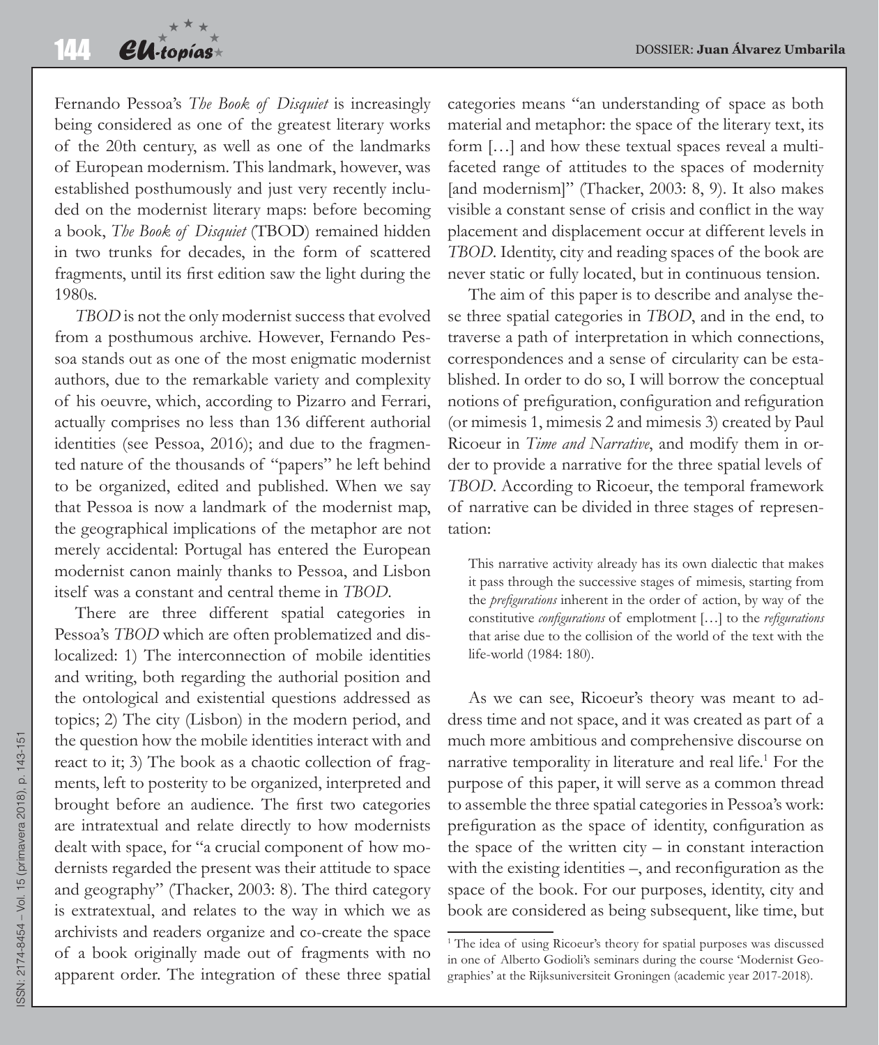Fernando Pessoa's *The Book of Disquiet* is increasingly being considered as one of the greatest literary works of the 20th century, as well as one of the landmarks of European modernism. This landmark, however, was established posthumously and just very recently included on the modernist literary maps: before becoming a book, *The Book of Disquiet* (TBOD) remained hidden in two trunks for decades, in the form of scattered fragments, until its first edition saw the light during the 1980s.

*TBOD* is not the only modernist success that evolved from a posthumous archive. However, Fernando Pessoa stands out as one of the most enigmatic modernist authors, due to the remarkable variety and complexity of his oeuvre, which, according to Pizarro and Ferrari, actually comprises no less than 136 different authorial identities (see Pessoa, 2016); and due to the fragmented nature of the thousands of "papers" he left behind to be organized, edited and published. When we say that Pessoa is now a landmark of the modernist map, the geographical implications of the metaphor are not merely accidental: Portugal has entered the European modernist canon mainly thanks to Pessoa, and Lisbon itself was a constant and central theme in *TBOD*.

There are three different spatial categories in Pessoa's *TBOD* which are often problematized and dislocalized: 1) The interconnection of mobile identities and writing, both regarding the authorial position and the ontological and existential questions addressed as topics; 2) The city (Lisbon) in the modern period, and the question how the mobile identities interact with and react to it; 3) The book as a chaotic collection of fragments, left to posterity to be organized, interpreted and brought before an audience. The first two categories are intratextual and relate directly to how modernists dealt with space, for "a crucial component of how modernists regarded the present was their attitude to space and geography" (Thacker, 2003: 8). The third category is extratextual, and relates to the way in which we as archivists and readers organize and co-create the space of a book originally made out of fragments with no apparent order. The integration of these three spatial categories means "an understanding of space as both material and metaphor: the space of the literary text, its form […] and how these textual spaces reveal a multi-faceted range of attitudes to the spaces of modernity [and modernism]" (Thacker, 2003: 8, 9). It also makes visible a constant sense of crisis and conflict in the way placement and displacement occur at different levels in *TBOD*. Identity, city and reading spaces of the book are never static or fully located, but in continuous tension.

The aim of this paper is to describe and analyse these three spatial categories in *TBOD*, and in the end, to traverse a path of interpretation in which connections, correspondences and a sense of circularity can be established. In order to do so, I will borrow the conceptual notions of prefiguration, configuration and refiguration (or mimesis 1, mimesis 2 and mimesis 3) created by Paul Ricoeur in *Time and Narrative*, and modify them in order to provide a narrative for the three spatial levels of *TBOD*. According to Ricoeur, the temporal framework of narrative can be divided in three stages of representation:

> This narrative activity already has its own dialectic that makes it pass through the successive stages of mimesis, starting from the *prefigurations* inherent in the order of action, by way of the constitutive *configurations* of emplotment […] to the *refigurations* that arise due to the collision of the world of the text with the life-world (1984: 180).

As we can see, Ricoeur's theory was meant to address time and not space, and it was created as part of a much more ambitious and comprehensive discourse on narrative temporality in literature and real life.[1] For the purpose of this paper, it will serve as a common thread to assemble the three spatial categories in Pessoa's work: prefiguration as the space of identity, configuration as the space of the written city – in constant interaction with the existing identities –, and reconfiguration as the space of the book. For our purposes, identity, city and book are considered as being subsequent, like time, but

[1] The idea of using Ricoeur's theory for spatial purposes was discussed in one of Alberto Godioli's seminars during the course 'Modernist Geographies' at the Rijksuniversiteit Groningen (academic year 2017-2018).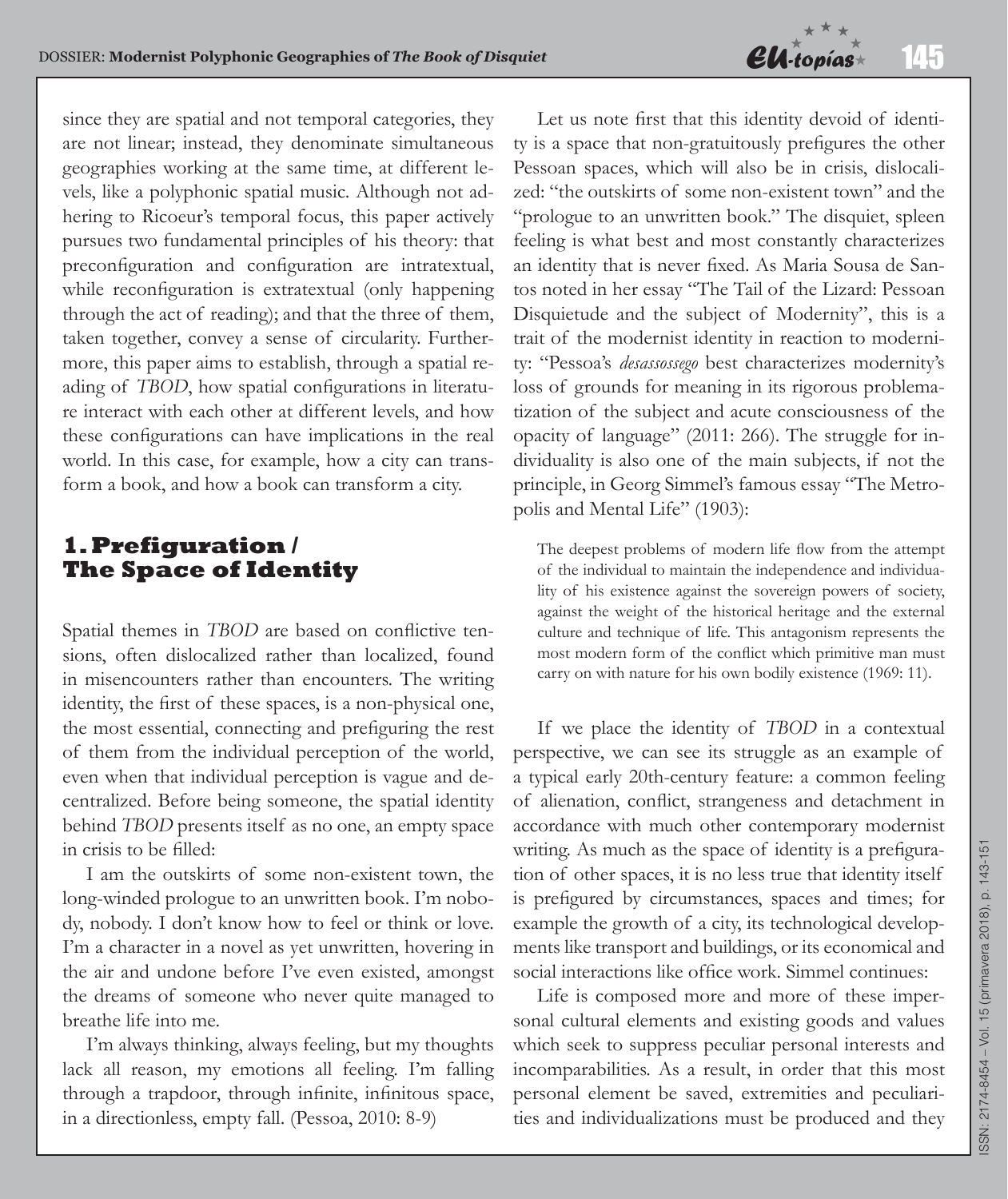since they are spatial and not temporal categories, they are not linear; instead, they denominate simultaneous geographies working at the same time, at different levels, like a polyphonic spatial music. Although not adhering to Ricoeur's temporal focus, this paper actively pursues two fundamental principles of his theory: that preconfiguration and configuration are intratextual, while reconfiguration is extratextual (only happening through the act of reading); and that the three of them, taken together, convey a sense of circularity. Furthermore, this paper aims to establish, through a spatial reading of *TBOD*, how spatial configurations in literature interact with each other at different levels, and how these configurations can have implications in the real world. In this case, for example, how a city can transform a book, and how a book can transform a city.

## 1. Prefiguration / The Space of Identity

Spatial themes in *TBOD* are based on conflictive tensions, often dislocalized rather than localized, found in misencounters rather than encounters. The writing identity, the first of these spaces, is a non-physical one, the most essential, connecting and prefiguring the rest of them from the individual perception of the world, even when that individual perception is vague and decentralized. Before being someone, the spatial identity behind *TBOD* presents itself as no one, an empty space in crisis to be filled:

I am the outskirts of some non-existent town, the long-winded prologue to an unwritten book. I'm nobody, nobody. I don't know how to feel or think or love. I'm a character in a novel as yet unwritten, hovering in the air and undone before I've even existed, amongst the dreams of someone who never quite managed to breathe life into me.

I'm always thinking, always feeling, but my thoughts lack all reason, my emotions all feeling. I'm falling through a trapdoor, through infinite, infinitous space, in a directionless, empty fall. (Pessoa, 2010: 8-9)

Let us note first that this identity devoid of identity is a space that non-gratuitously prefigures the other Pessoan spaces, which will also be in crisis, dislocalized: "the outskirts of some non-existent town" and the "prologue to an unwritten book." The disquiet, spleen feeling is what best and most constantly characterizes an identity that is never fixed. As Maria Sousa de Santos noted in her essay "The Tail of the Lizard: Pessoan Disquietude and the subject of Modernity", this is a trait of the modernist identity in reaction to modernity: "Pessoa's *desassossego* best characterizes modernity's loss of grounds for meaning in its rigorous problematization of the subject and acute consciousness of the opacity of language" (2011: 266). The struggle for individuality is also one of the main subjects, if not the principle, in Georg Simmel's famous essay "The Metropolis and Mental Life" (1903):

> The deepest problems of modern life flow from the attempt of the individual to maintain the independence and individuality of his existence against the sovereign powers of society, against the weight of the historical heritage and the external culture and technique of life. This antagonism represents the most modern form of the conflict which primitive man must carry on with nature for his own bodily existence (1969: 11).

If we place the identity of *TBOD* in a contextual perspective, we can see its struggle as an example of a typical early 20th-century feature: a common feeling of alienation, conflict, strangeness and detachment in accordance with much other contemporary modernist writing. As much as the space of identity is a prefiguration of other spaces, it is no less true that identity itself is prefigured by circumstances, spaces and times; for example the growth of a city, its technological developments like transport and buildings, or its economical and social interactions like office work. Simmel continues:

Life is composed more and more of these impersonal cultural elements and existing goods and values which seek to suppress peculiar personal interests and incomparabilities. As a result, in order that this most personal element be saved, extremities and peculiarities and individualizations must be produced and they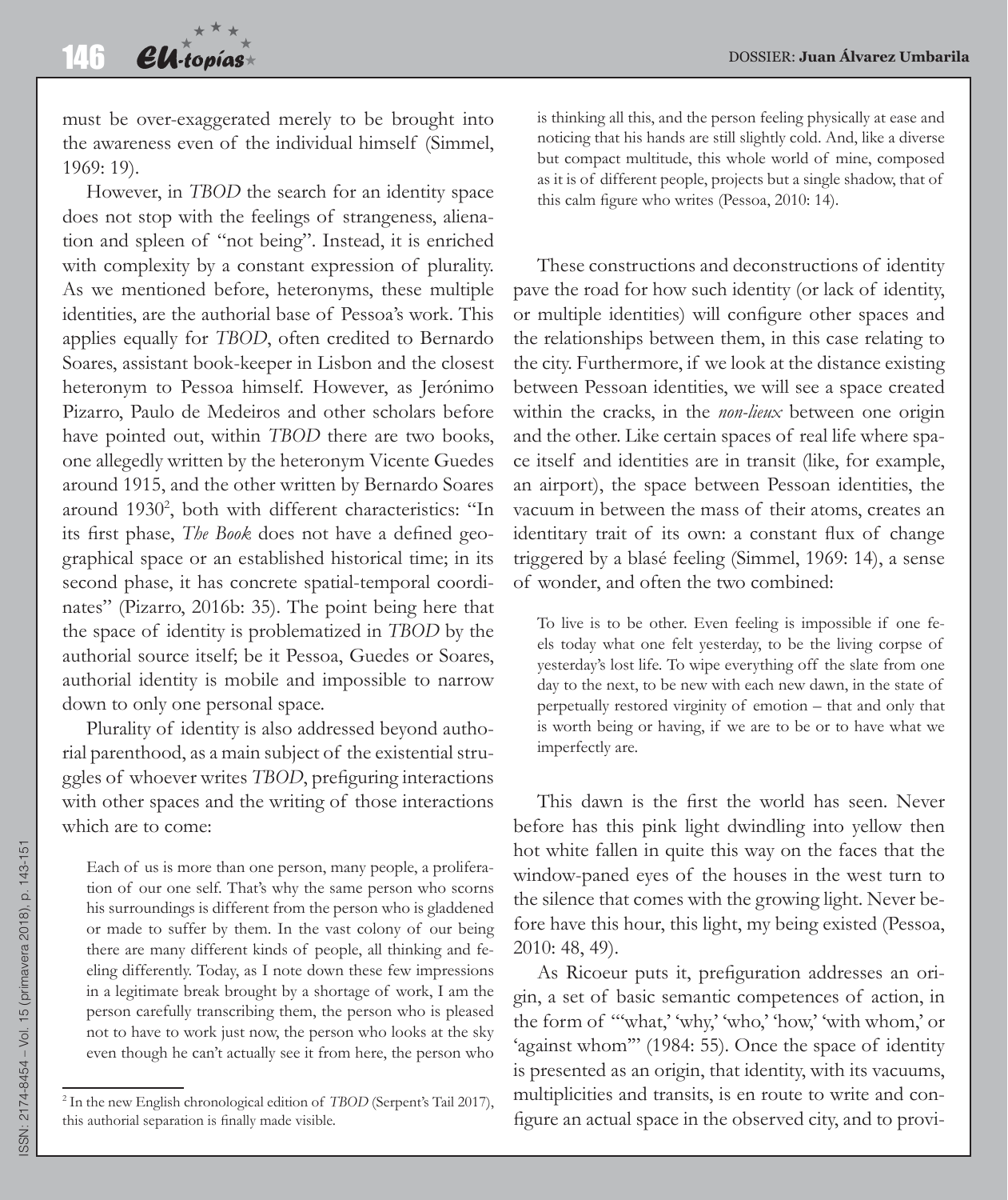must be over-exaggerated merely to be brought into the awareness even of the individual himself (Simmel, 1969: 19).

However, in *TBOD* the search for an identity space does not stop with the feelings of strangeness, alienation and spleen of "not being". Instead, it is enriched with complexity by a constant expression of plurality. As we mentioned before, heteronyms, these multiple identities, are the authorial base of Pessoa's work. This applies equally for *TBOD*, often credited to Bernardo Soares, assistant book-keeper in Lisbon and the closest heteronym to Pessoa himself. However, as Jerónimo Pizarro, Paulo de Medeiros and other scholars before have pointed out, within *TBOD* there are two books, one allegedly written by the heteronym Vicente Guedes around 1915, and the other written by Bernardo Soares around 1930[2], both with different characteristics: "In its first phase, *The Book* does not have a defined geographical space or an established historical time; in its second phase, it has concrete spatial-temporal coordinates" (Pizarro, 2016b: 35). The point being here that the space of identity is problematized in *TBOD* by the authorial source itself; be it Pessoa, Guedes or Soares, authorial identity is mobile and impossible to narrow down to only one personal space.

Plurality of identity is also addressed beyond authorial parenthood, as a main subject of the existential struggles of whoever writes *TBOD*, prefiguring interactions with other spaces and the writing of those interactions which are to come:

> Each of us is more than one person, many people, a proliferation of our one self. That's why the same person who scorns his surroundings is different from the person who is gladdened or made to suffer by them. In the vast colony of our being there are many different kinds of people, all thinking and feeling differently. Today, as I note down these few impressions in a legitimate break brought by a shortage of work, I am the person carefully transcribing them, the person who is pleased not to have to work just now, the person who looks at the sky even though he can't actually see it from here, the person who is thinking all this, and the person feeling physically at ease and noticing that his hands are still slightly cold. And, like a diverse but compact multitude, this whole world of mine, composed as it is of different people, projects but a single shadow, that of this calm figure who writes (Pessoa, 2010: 14).

These constructions and deconstructions of identity pave the road for how such identity (or lack of identity, or multiple identities) will configure other spaces and the relationships between them, in this case relating to the city. Furthermore, if we look at the distance existing between Pessoan identities, we will see a space created within the cracks, in the *non-lieux* between one origin and the other. Like certain spaces of real life where space itself and identities are in transit (like, for example, an airport), the space between Pessoan identities, the vacuum in between the mass of their atoms, creates an identitary trait of its own: a constant flux of change triggered by a blasé feeling (Simmel, 1969: 14), a sense of wonder, and often the two combined:

> To live is to be other. Even feeling is impossible if one feels today what one felt yesterday, to be the living corpse of yesterday's lost life. To wipe everything off the slate from one day to the next, to be new with each new dawn, in the state of perpetually restored virginity of emotion – that and only that is worth being or having, if we are to be or to have what we imperfectly are.

This dawn is the first the world has seen. Never before has this pink light dwindling into yellow then hot white fallen in quite this way on the faces that the window-paned eyes of the houses in the west turn to the silence that comes with the growing light. Never before have this hour, this light, my being existed (Pessoa, 2010: 48, 49).

As Ricoeur puts it, prefiguration addresses an origin, a set of basic semantic competences of action, in the form of "'what,' 'why,' 'who,' 'how,' 'with whom,' or 'against whom'" (1984: 55). Once the space of identity is presented as an origin, that identity, with its vacuums, multiplicities and transits, is en route to write and configure an actual space in the observed city, and to provi-

[2] In the new English chronological edition of *TBOD* (Serpent's Tail 2017), this authorial separation is finally made visible.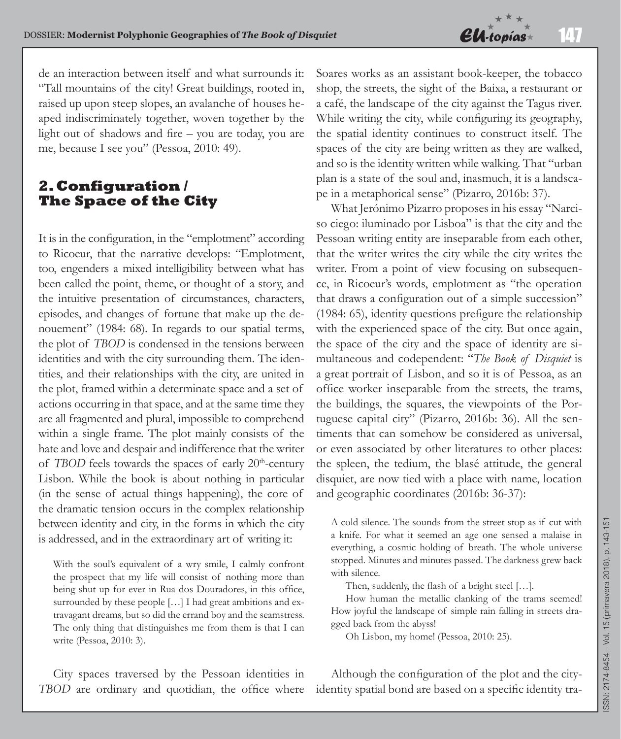de an interaction between itself and what surrounds it: "Tall mountains of the city! Great buildings, rooted in, raised up upon steep slopes, an avalanche of houses heaped indiscriminately together, woven together by the light out of shadows and fire – you are today, you are me, because I see you" (Pessoa, 2010: 49).

## 2. Configuration / The Space of the City

It is in the configuration, in the "emplotment" according to Ricoeur, that the narrative develops: "Emplotment, too, engenders a mixed intelligibility between what has been called the point, theme, or thought of a story, and the intuitive presentation of circumstances, characters, episodes, and changes of fortune that make up the denouement" (1984: 68). In regards to our spatial terms, the plot of *TBOD* is condensed in the tensions between identities and with the city surrounding them. The identities, and their relationships with the city, are united in the plot, framed within a determinate space and a set of actions occurring in that space, and at the same time they are all fragmented and plural, impossible to comprehend within a single frame. The plot mainly consists of the hate and love and despair and indifference that the writer of *TBOD* feels towards the spaces of early 20th-century Lisbon. While the book is about nothing in particular (in the sense of actual things happening), the core of the dramatic tension occurs in the complex relationship between identity and city, in the forms in which the city is addressed, and in the extraordinary art of writing it:

> With the soul's equivalent of a wry smile, I calmly confront the prospect that my life will consist of nothing more than being shut up for ever in Rua dos Douradores, in this office, surrounded by these people […] I had great ambitions and extravagant dreams, but so did the errand boy and the seamstress. The only thing that distinguishes me from them is that I can write (Pessoa, 2010: 3).

City spaces traversed by the Pessoan identities in *TBOD* are ordinary and quotidian, the office where Soares works as an assistant book-keeper, the tobacco shop, the streets, the sight of the Baixa, a restaurant or a café, the landscape of the city against the Tagus river. While writing the city, while configuring its geography, the spatial identity continues to construct itself. The spaces of the city are being written as they are walked, and so is the identity written while walking. That "urban plan is a state of the soul and, inasmuch, it is a landscape in a metaphorical sense" (Pizarro, 2016b: 37).

What Jerónimo Pizarro proposes in his essay "Narciso ciego: iluminado por Lisboa" is that the city and the Pessoan writing entity are inseparable from each other, that the writer writes the city while the city writes the writer. From a point of view focusing on subsequence, in Ricoeur's words, emplotment as "the operation that draws a configuration out of a simple succession" (1984: 65), identity questions prefigure the relationship with the experienced space of the city. But once again, the space of the city and the space of identity are simultaneous and codependent: "*The Book of Disquiet* is a great portrait of Lisbon, and so it is of Pessoa, as an office worker inseparable from the streets, the trams, the buildings, the squares, the viewpoints of the Portuguese capital city" (Pizarro, 2016b: 36). All the sentiments that can somehow be considered as universal, or even associated by other literatures to other places: the spleen, the tedium, the blasé attitude, the general disquiet, are now tied with a place with name, location and geographic coordinates (2016b: 36-37):

> A cold silence. The sounds from the street stop as if cut with a knife. For what it seemed an age one sensed a malaise in everything, a cosmic holding of breath. The whole universe stopped. Minutes and minutes passed. The darkness grew back with silence.
>
> Then, suddenly, the flash of a bright steel […].
>
> How human the metallic clanking of the trams seemed! How joyful the landscape of simple rain falling in streets dragged back from the abyss!
>
> Oh Lisbon, my home! (Pessoa, 2010: 25).

Although the configuration of the plot and the city-identity spatial bond are based on a specific identity tra-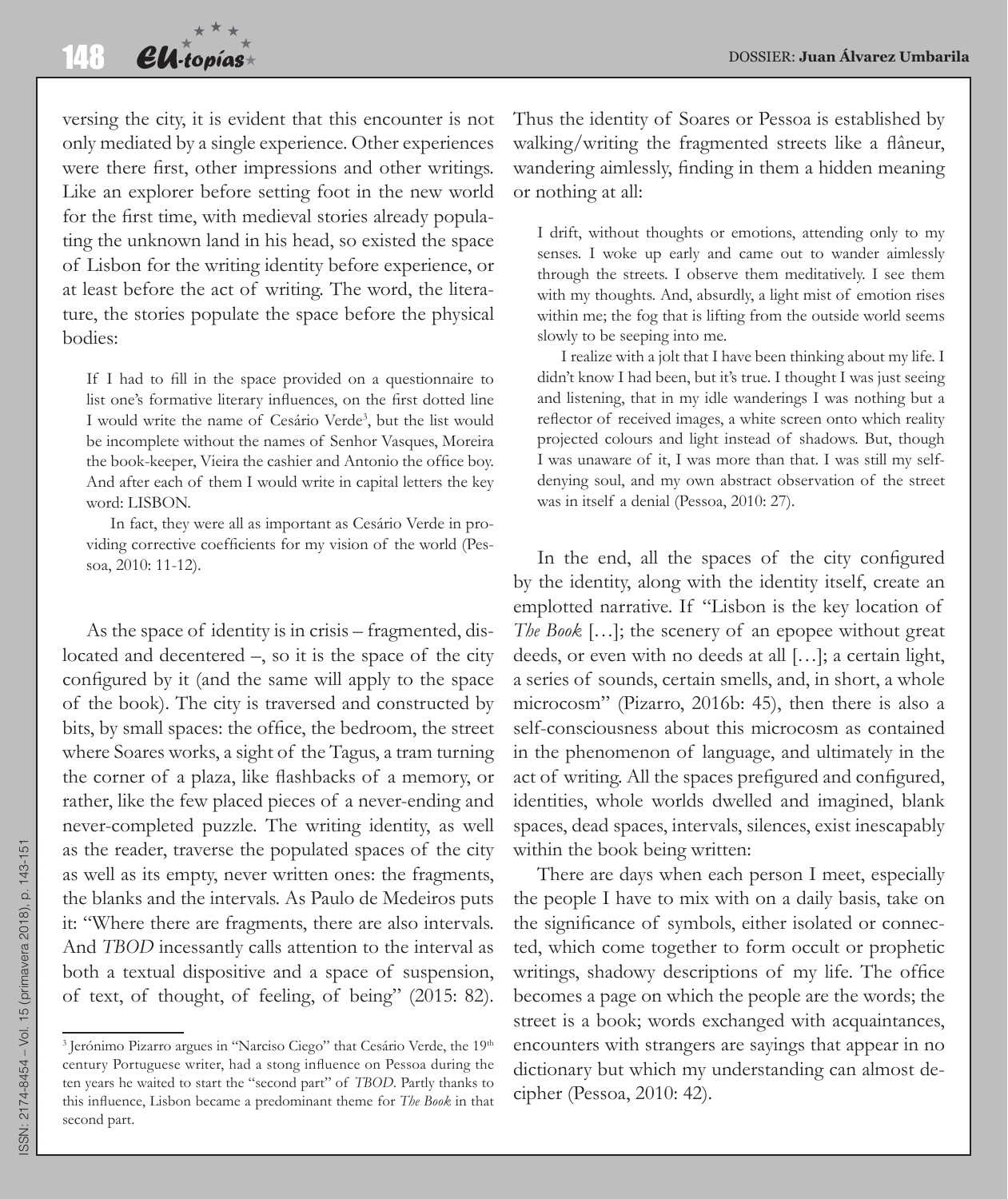versing the city, it is evident that this encounter is not only mediated by a single experience. Other experiences were there first, other impressions and other writings. Like an explorer before setting foot in the new world for the first time, with medieval stories already populating the unknown land in his head, so existed the space of Lisbon for the writing identity before experience, or at least before the act of writing. The word, the literature, the stories populate the space before the physical bodies:

> If I had to fill in the space provided on a questionnaire to list one's formative literary influences, on the first dotted line I would write the name of Cesário Verde[3], but the list would be incomplete without the names of Senhor Vasques, Moreira the book-keeper, Vieira the cashier and Antonio the office boy. And after each of them I would write in capital letters the key word: LISBON.
>
> In fact, they were all as important as Cesário Verde in providing corrective coefficients for my vision of the world (Pessoa, 2010: 11-12).

As the space of identity is in crisis – fragmented, dislocated and decentered –, so it is the space of the city configured by it (and the same will apply to the space of the book). The city is traversed and constructed by bits, by small spaces: the office, the bedroom, the street where Soares works, a sight of the Tagus, a tram turning the corner of a plaza, like flashbacks of a memory, or rather, like the few placed pieces of a never-ending and never-completed puzzle. The writing identity, as well as the reader, traverse the populated spaces of the city as well as its empty, never written ones: the fragments, the blanks and the intervals. As Paulo de Medeiros puts it: "Where there are fragments, there are also intervals. And *TBOD* incessantly calls attention to the interval as both a textual dispositive and a space of suspension, of text, of thought, of feeling, of being" (2015: 82). Thus the identity of Soares or Pessoa is established by walking/writing the fragmented streets like a flâneur, wandering aimlessly, finding in them a hidden meaning or nothing at all:

> I drift, without thoughts or emotions, attending only to my senses. I woke up early and came out to wander aimlessly through the streets. I observe them meditatively. I see them with my thoughts. And, absurdly, a light mist of emotion rises within me; the fog that is lifting from the outside world seems slowly to be seeping into me.
>
> I realize with a jolt that I have been thinking about my life. I didn't know I had been, but it's true. I thought I was just seeing and listening, that in my idle wanderings I was nothing but a reflector of received images, a white screen onto which reality projected colours and light instead of shadows. But, though I was unaware of it, I was more than that. I was still my self-denying soul, and my own abstract observation of the street was in itself a denial (Pessoa, 2010: 27).

In the end, all the spaces of the city configured by the identity, along with the identity itself, create an emplotted narrative. If "Lisbon is the key location of *The Book* […]; the scenery of an epopee without great deeds, or even with no deeds at all […]; a certain light, a series of sounds, certain smells, and, in short, a whole microcosm" (Pizarro, 2016b: 45), then there is also a self-consciousness about this microcosm as contained in the phenomenon of language, and ultimately in the act of writing. All the spaces prefigured and configured, identities, whole worlds dwelled and imagined, blank spaces, dead spaces, intervals, silences, exist inescapably within the book being written:

There are days when each person I meet, especially the people I have to mix with on a daily basis, take on the significance of symbols, either isolated or connected, which come together to form occult or prophetic writings, shadowy descriptions of my life. The office becomes a page on which the people are the words; the street is a book; words exchanged with acquaintances, encounters with strangers are sayings that appear in no dictionary but which my understanding can almost decipher (Pessoa, 2010: 42).

---

[3] Jerónimo Pizarro argues in "Narciso Ciego" that Cesário Verde, the 19th century Portuguese writer, had a stong influence on Pessoa during the ten years he waited to start the "second part" of *TBOD*. Partly thanks to this influence, Lisbon became a predominant theme for *The Book* in that second part.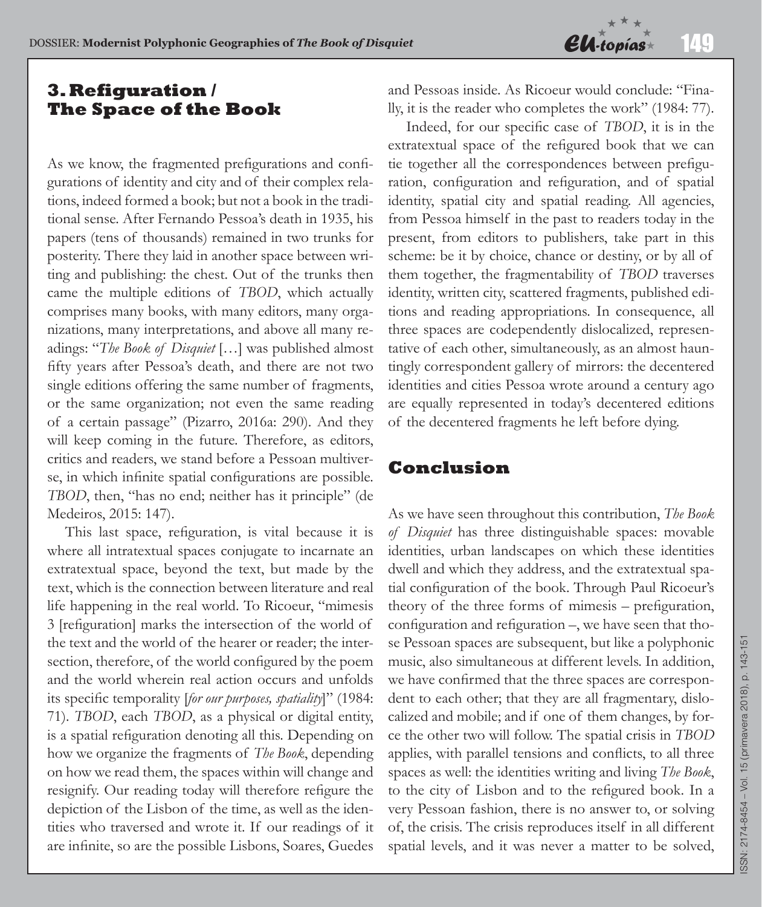## 3. Refiguration / The Space of the Book

As we know, the fragmented prefigurations and configurations of identity and city and of their complex relations, indeed formed a book; but not a book in the traditional sense. After Fernando Pessoa's death in 1935, his papers (tens of thousands) remained in two trunks for posterity. There they laid in another space between writing and publishing: the chest. Out of the trunks then came the multiple editions of *TBOD*, which actually comprises many books, with many editors, many organizations, many interpretations, and above all many readings: "*The Book of Disquiet* […] was published almost fifty years after Pessoa's death, and there are not two single editions offering the same number of fragments, or the same organization; not even the same reading of a certain passage" (Pizarro, 2016a: 290). And they will keep coming in the future. Therefore, as editors, critics and readers, we stand before a Pessoan multiverse, in which infinite spatial configurations are possible. *TBOD*, then, "has no end; neither has it principle" (de Medeiros, 2015: 147).

This last space, refiguration, is vital because it is where all intratextual spaces conjugate to incarnate an extratextual space, beyond the text, but made by the text, which is the connection between literature and real life happening in the real world. To Ricoeur, "mimesis 3 [refiguration] marks the intersection of the world of the text and the world of the hearer or reader; the intersection, therefore, of the world configured by the poem and the world wherein real action occurs and unfolds its specific temporality [*for our purposes, spatiality*]" (1984: 71). *TBOD*, each *TBOD*, as a physical or digital entity, is a spatial refiguration denoting all this. Depending on how we organize the fragments of *The Book*, depending on how we read them, the spaces within will change and resignify. Our reading today will therefore refigure the depiction of the Lisbon of the time, as well as the identities who traversed and wrote it. If our readings of it are infinite, so are the possible Lisbons, Soares, Guedes and Pessoas inside. As Ricoeur would conclude: "Finally, it is the reader who completes the work" (1984: 77).

Indeed, for our specific case of *TBOD*, it is in the extratextual space of the refigured book that we can tie together all the correspondences between prefiguration, configuration and refiguration, and of spatial identity, spatial city and spatial reading. All agencies, from Pessoa himself in the past to readers today in the present, from editors to publishers, take part in this scheme: be it by choice, chance or destiny, or by all of them together, the fragmentability of *TBOD* traverses identity, written city, scattered fragments, published editions and reading appropriations. In consequence, all three spaces are codependently dislocalized, representative of each other, simultaneously, as an almost hauntingly correspondent gallery of mirrors: the decentered identities and cities Pessoa wrote around a century ago are equally represented in today's decentered editions of the decentered fragments he left before dying.

## Conclusion

As we have seen throughout this contribution, *The Book of Disquiet* has three distinguishable spaces: movable identities, urban landscapes on which these identities dwell and which they address, and the extratextual spatial configuration of the book. Through Paul Ricoeur's theory of the three forms of mimesis – prefiguration, configuration and refiguration –, we have seen that those Pessoan spaces are subsequent, but like a polyphonic music, also simultaneous at different levels. In addition, we have confirmed that the three spaces are correspondent to each other; that they are all fragmentary, dislocalized and mobile; and if one of them changes, by force the other two will follow. The spatial crisis in *TBOD* applies, with parallel tensions and conflicts, to all three spaces as well: the identities writing and living *The Book*, to the city of Lisbon and to the refigured book. In a very Pessoan fashion, there is no answer to, or solving of, the crisis. The crisis reproduces itself in all different spatial levels, and it was never a matter to be solved,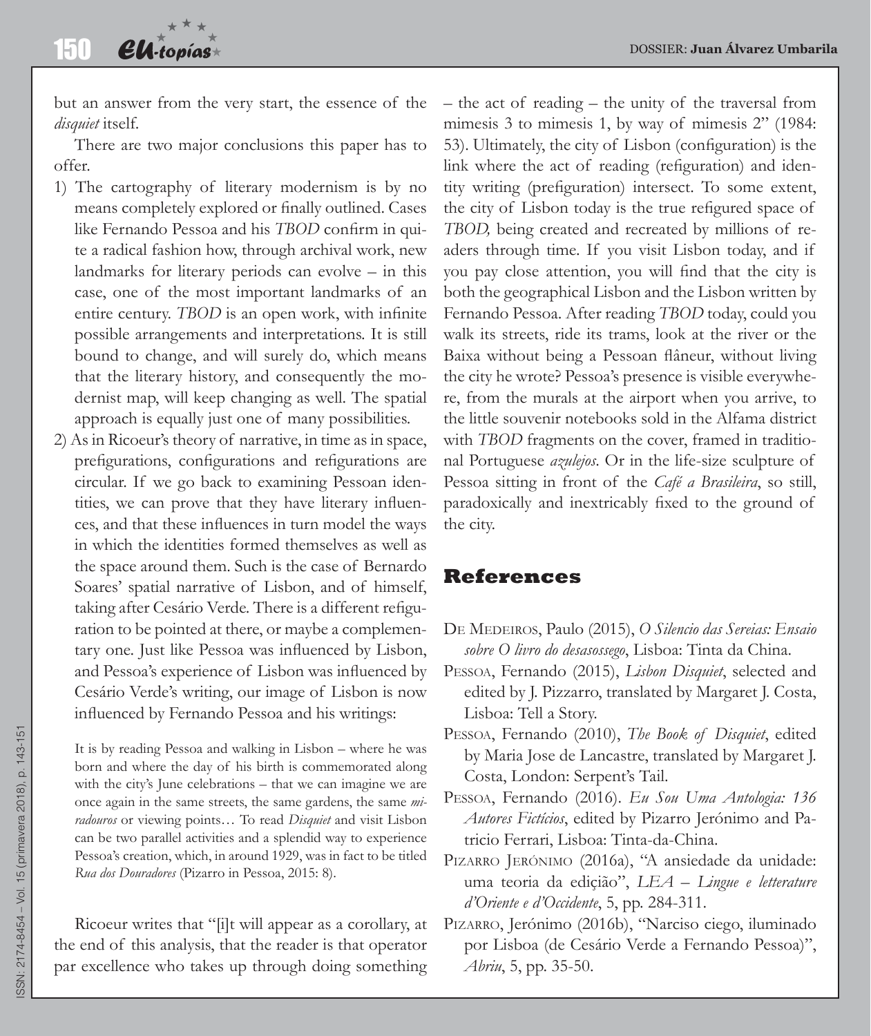but an answer from the very start, the essence of the *disquiet* itself.

There are two major conclusions this paper has to offer.

1) The cartography of literary modernism is by no means completely explored or finally outlined. Cases like Fernando Pessoa and his *TBOD* confirm in quite a radical fashion how, through archival work, new landmarks for literary periods can evolve – in this case, one of the most important landmarks of an entire century. *TBOD* is an open work, with infinite possible arrangements and interpretations. It is still bound to change, and will surely do, which means that the literary history, and consequently the modernist map, will keep changing as well. The spatial approach is equally just one of many possibilities.
2) As in Ricoeur's theory of narrative, in time as in space, prefigurations, configurations and refigurations are circular. If we go back to examining Pessoan identities, we can prove that they have literary influences, and that these influences in turn model the ways in which the identities formed themselves as well as the space around them. Such is the case of Bernardo Soares' spatial narrative of Lisbon, and of himself, taking after Cesário Verde. There is a different refiguration to be pointed at there, or maybe a complementary one. Just like Pessoa was influenced by Lisbon, and Pessoa's experience of Lisbon was influenced by Cesário Verde's writing, our image of Lisbon is now influenced by Fernando Pessoa and his writings:

> It is by reading Pessoa and walking in Lisbon – where he was born and where the day of his birth is commemorated along with the city's June celebrations – that we can imagine we are once again in the same streets, the same gardens, the same *miradouros* or viewing points… To read *Disquiet* and visit Lisbon can be two parallel activities and a splendid way to experience Pessoa's creation, which, in around 1929, was in fact to be titled *Rua dos Douradores* (Pizarro in Pessoa, 2015: 8).

Ricoeur writes that "[i]t will appear as a corollary, at the end of this analysis, that the reader is that operator par excellence who takes up through doing something – the act of reading – the unity of the traversal from mimesis 3 to mimesis 1, by way of mimesis 2" (1984: 53). Ultimately, the city of Lisbon (configuration) is the link where the act of reading (refiguration) and identity writing (prefiguration) intersect. To some extent, the city of Lisbon today is the true refigured space of *TBOD,* being created and recreated by millions of readers through time. If you visit Lisbon today, and if you pay close attention, you will find that the city is both the geographical Lisbon and the Lisbon written by Fernando Pessoa. After reading *TBOD* today, could you walk its streets, ride its trams, look at the river or the Baixa without being a Pessoan flâneur, without living the city he wrote? Pessoa's presence is visible everywhere, from the murals at the airport when you arrive, to the little souvenir notebooks sold in the Alfama district with *TBOD* fragments on the cover, framed in traditional Portuguese *azulejos*. Or in the life-size sculpture of Pessoa sitting in front of the *Café a Brasileira*, so still, paradoxically and inextricably fixed to the ground of the city.

## References

De Medeiros, Paulo (2015), *O Silencio das Sereias: Ensaio sobre O livro do desasossego*, Lisboa: Tinta da China.

Pessoa, Fernando (2015), *Lisbon Disquiet*, selected and edited by J. Pizzarro, translated by Margaret J. Costa, Lisboa: Tell a Story.

Pessoa, Fernando (2010), *The Book of Disquiet*, edited by Maria Jose de Lancastre, translated by Margaret J. Costa, London: Serpent's Tail.

Pessoa, Fernando (2016). *Eu Sou Uma Antologia: 136 Autores Fictícios*, edited by Pizarro Jerónimo and Patricio Ferrari, Lisboa: Tinta-da-China.

Pizarro Jerónimo (2016a), "A ansiedade da unidade: uma teoria da ediçião", *LEA – Lingue e letterature d'Oriente e d'Occidente*, 5, pp. 284-311.

Pizarro, Jerónimo (2016b), "Narciso ciego, iluminado por Lisboa (de Cesário Verde a Fernando Pessoa)", *Abriu*, 5, pp. 35-50.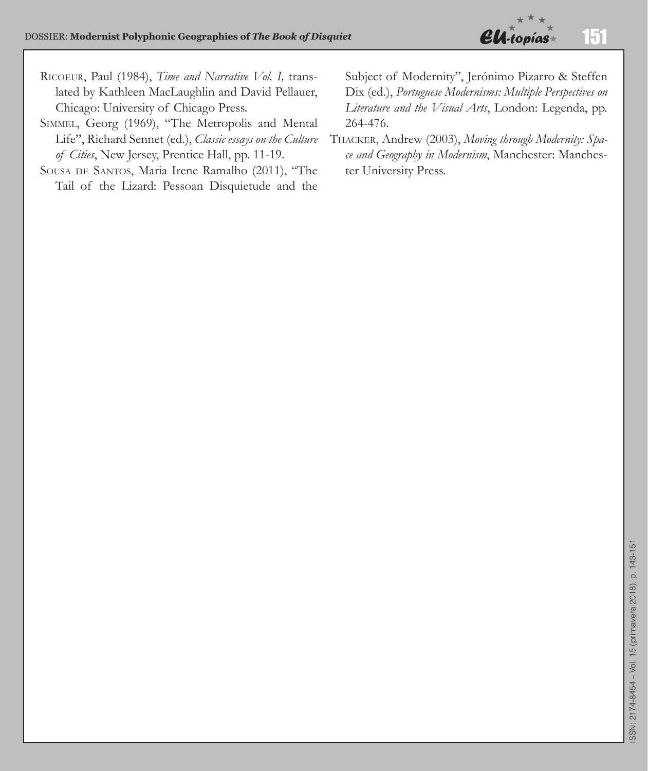Ricoeur, Paul (1984), *Time and Narrative Vol. I,* translated by Kathleen MacLaughlin and David Pellauer, Chicago: University of Chicago Press.

Simmel, Georg (1969), "The Metropolis and Mental Life", Richard Sennet (ed.), *Classic essays on the Culture of Cities*, New Jersey, Prentice Hall, pp. 11-19.

Sousa de Santos, Maria Irene Ramalho (2011), "The Tail of the Lizard: Pessoan Disquietude and the Subject of Modernity", Jerónimo Pizarro & Steffen Dix (ed.), *Portuguese Modernisms: Multiple Perspectives on Literature and the Visual Arts*, London: Legenda, pp. 264-476.

Thacker, Andrew (2003), *Moving through Modernity: Space and Geography in Modernism*, Manchester: Manchester University Press.